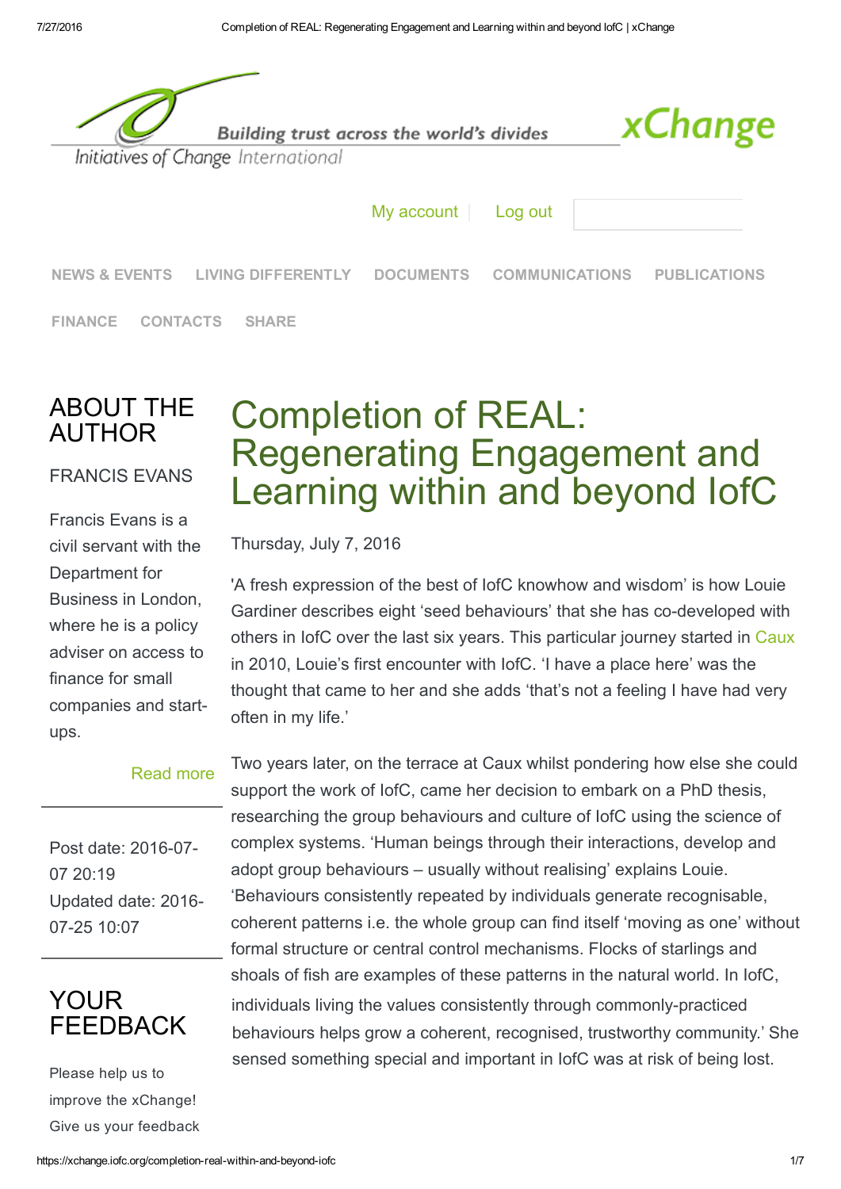Building trust across the world's divides

Initiatives of Change International

xChange

My account | Log out

NEWS & EVENTS LIVING DIFFERENTLY DOCUMENTS COMMUNICATIONS PUBLICATIONS FINANCE CONTACTS SHARE

# Completion of REAL: Regenerating Engagement and Learning within and beyond IofC

Thursday, July 7, 2016

'A fresh expression of the best of IofC knowhow and wisdom' is how Louie Gardiner describes eight 'seed behaviours' that she has co-developed with others in IofC over the last six years. This particular journey started in Caux in 2010, Louie's first encounter with IofC. 'I have a place here' was the thought that came to her and she adds 'that's not a feeling I have had very often in my life.'

Two years later, on the terrace at Caux whilst pondering how else she could support the work of IofC, came her decision to embark on a PhD thesis, researching the group behaviours and culture of IofC using the science of complex systems. 'Human beings through their interactions, develop and adopt group behaviours – usually without realising' explains Louie. 'Behaviours consistently repeated by individuals generate recognisable, coherent patterns i.e. the whole group can find itself 'moving as one' without formal structure or central control mechanisms. Flocks of starlings and shoals of fish are examples of these patterns in the natural world. In IofC, individuals living the values consistently through commonly-practiced behaviours helps grow a coherent, recognised, trustworthy community.' She sensed something special and important in IofC was at risk of being lost.

## ABOUT THE AUTHOR

### FRANCIS EVANS

Francis Evans is a civil servant with the Department for Business in London, where he is a policy adviser on access to finance for small companies and start-ups.

Read more

Post date: 2016-07-07 20:19
Updated date: 2016-07-25 10:07

## YOUR FEEDBACK

Please help us to improve the xChange! Give us your feedback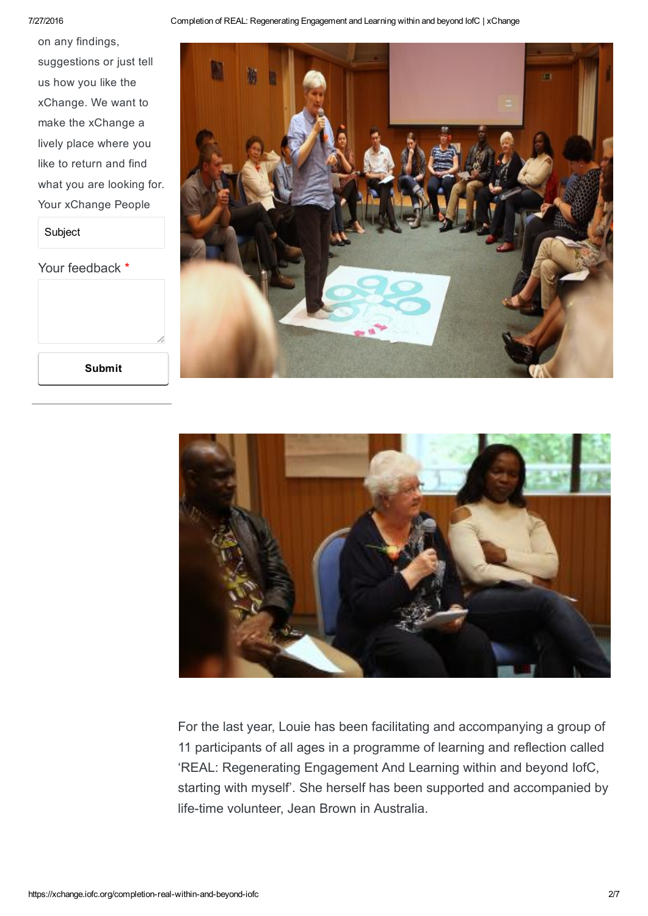on any findings, suggestions or just tell us how you like the xChange. We want to make the xChange a lively place where you like to return and find what you are looking for. Your xChange People

Subject

Your feedback *

Submit

For the last year, Louie has been facilitating and accompanying a group of 11 participants of all ages in a programme of learning and reflection called 'REAL: Regenerating Engagement And Learning within and beyond IofC, starting with myself'. She herself has been supported and accompanied by life-time volunteer, Jean Brown in Australia.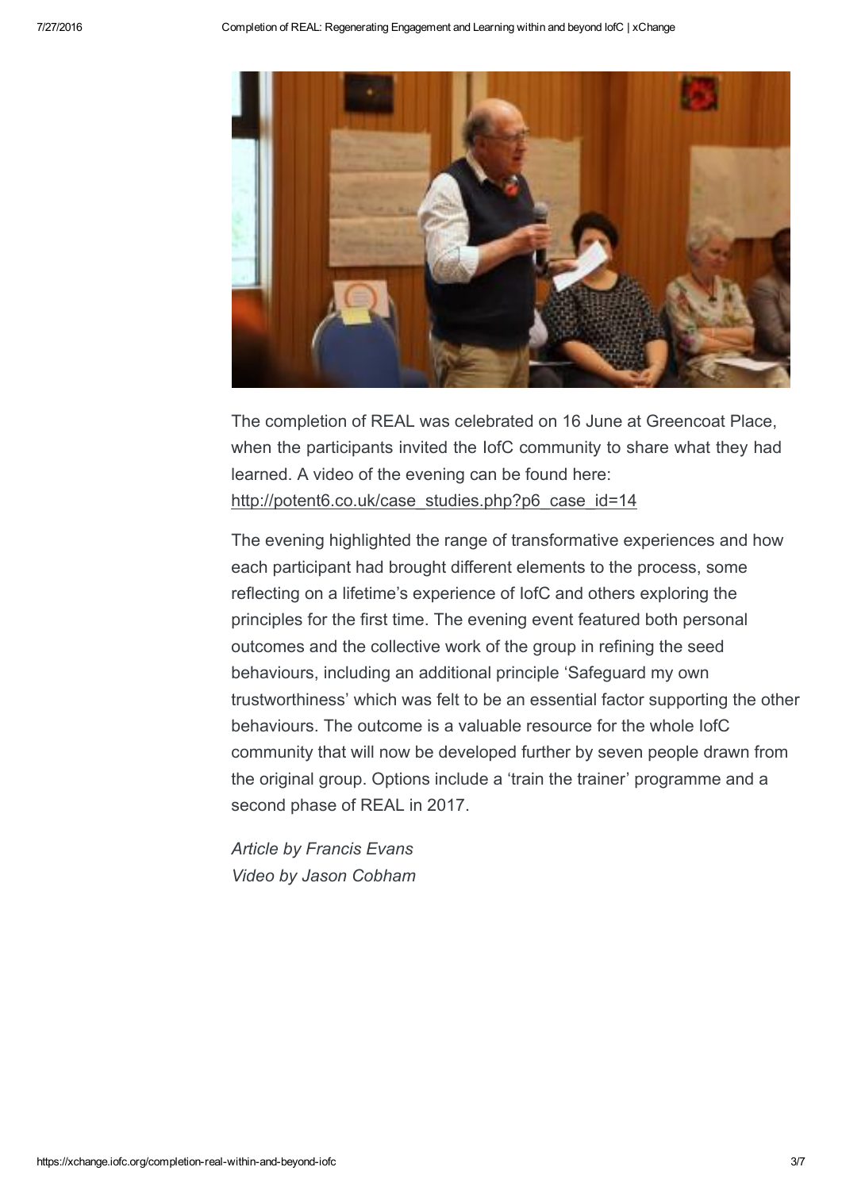The completion of REAL was celebrated on 16 June at Greencoat Place, when the participants invited the IofC community to share what they had learned. A video of the evening can be found here: http://potent6.co.uk/case_studies.php?p6_case_id=14

The evening highlighted the range of transformative experiences and how each participant had brought different elements to the process, some reflecting on a lifetime's experience of IofC and others exploring the principles for the first time. The evening event featured both personal outcomes and the collective work of the group in refining the seed behaviours, including an additional principle 'Safeguard my own trustworthiness' which was felt to be an essential factor supporting the other behaviours. The outcome is a valuable resource for the whole IofC community that will now be developed further by seven people drawn from the original group. Options include a 'train the trainer' programme and a second phase of REAL in 2017.

*Article by Francis Evans*
*Video by Jason Cobham*